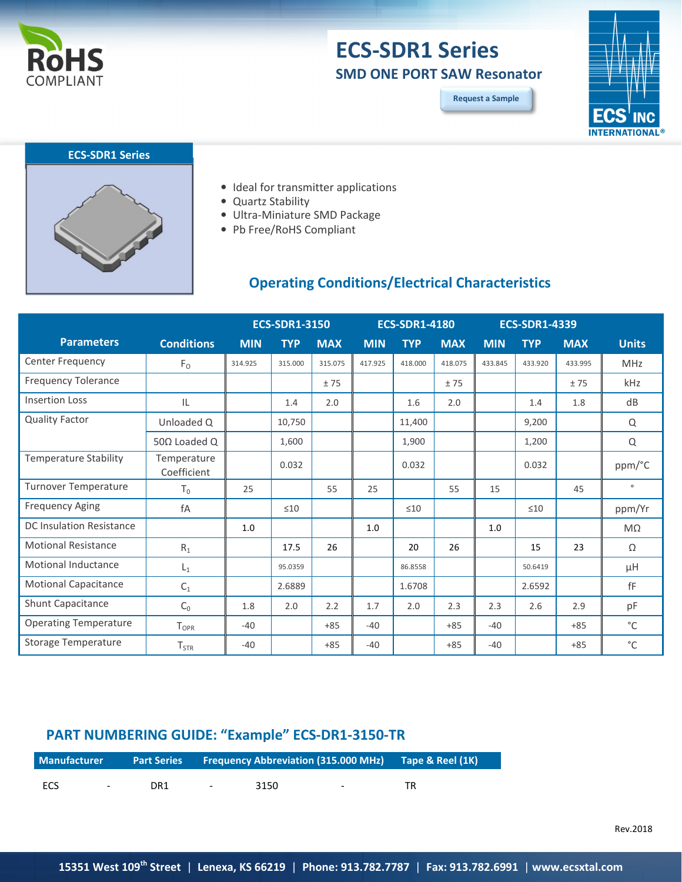RoHS COMPLIANT

# ECS-SDR1 Series

## SMD ONE PORT SAW Resonator

Request a Sample

### ECS-SDR1 Series

- Ideal for transmitter applications
- Quartz Stability
- Ultra-Miniature SMD Package
- Pb Free/RoHS Compliant

## Operating Conditions/Electrical Characteristics

| Parameters | Conditions | ECS-SDR1-3150 | | | ECS-SDR1-4180 | | | ECS-SDR1-4339 | | | Units |
|---|---|---|---|---|---|---|---|---|---|---|---|
| | | MIN | TYP | MAX | MIN | TYP | MAX | MIN | TYP | MAX | |
| Center Frequency | $F_O$ | 314.925 | 315.000 | 315.075 | 417.925 | 418.000 | 418.075 | 433.845 | 433.920 | 433.995 | MHz |
| Frequency Tolerance | | | | ± 75 | | | ± 75 | | | ± 75 | kHz |
| Insertion Loss | IL | | 1.4 | 2.0 | | 1.6 | 2.0 | | 1.4 | 1.8 | dB |
| Quality Factor | Unloaded Q | | 10,750 | | | 11,400 | | | 9,200 | | Q |
| | 50Ω Loaded Q | | 1,600 | | | 1,900 | | | 1,200 | | Q |
| Temperature Stability | Temperature Coefficient | | 0.032 | | | 0.032 | | | 0.032 | | ppm/°C |
| Turnover Temperature | $T_0$ | 25 | | 55 | 25 | | 55 | 15 | | 45 | ° |
| Frequency Aging | fA | | ≤10 | | | ≤10 | | | ≤10 | | ppm/Yr |
| DC Insulation Resistance | | 1.0 | | | 1.0 | | | 1.0 | | | MΩ |
| Motional Resistance | $R_1$ | | 17.5 | 26 | | 20 | 26 | | 15 | 23 | Ω |
| Motional Inductance | $L_1$ | | 95.0359 | | | 86.8558 | | | 50.6419 | | µH |
| Motional Capacitance | $C_1$ | | 2.6889 | | | 1.6708 | | | 2.6592 | | fF |
| Shunt Capacitance | $C_0$ | 1.8 | 2.0 | 2.2 | 1.7 | 2.0 | 2.3 | 2.3 | 2.6 | 2.9 | pF |
| Operating Temperature | $T_{OPR}$ | -40 | | +85 | -40 | | +85 | -40 | | +85 | °C |
| Storage Temperature | $T_{STR}$ | -40 | | +85 | -40 | | +85 | -40 | | +85 | °C |

## PART NUMBERING GUIDE: "Example" ECS-DR1-3150-TR

| Manufacturer | | Part Series | | Frequency Abbreviation (315.000 MHz) | | Tape & Reel (1K) |
|---|---|---|---|---|---|---|
| ECS | - | DR1 | - | 3150 | - | TR |

Rev.2018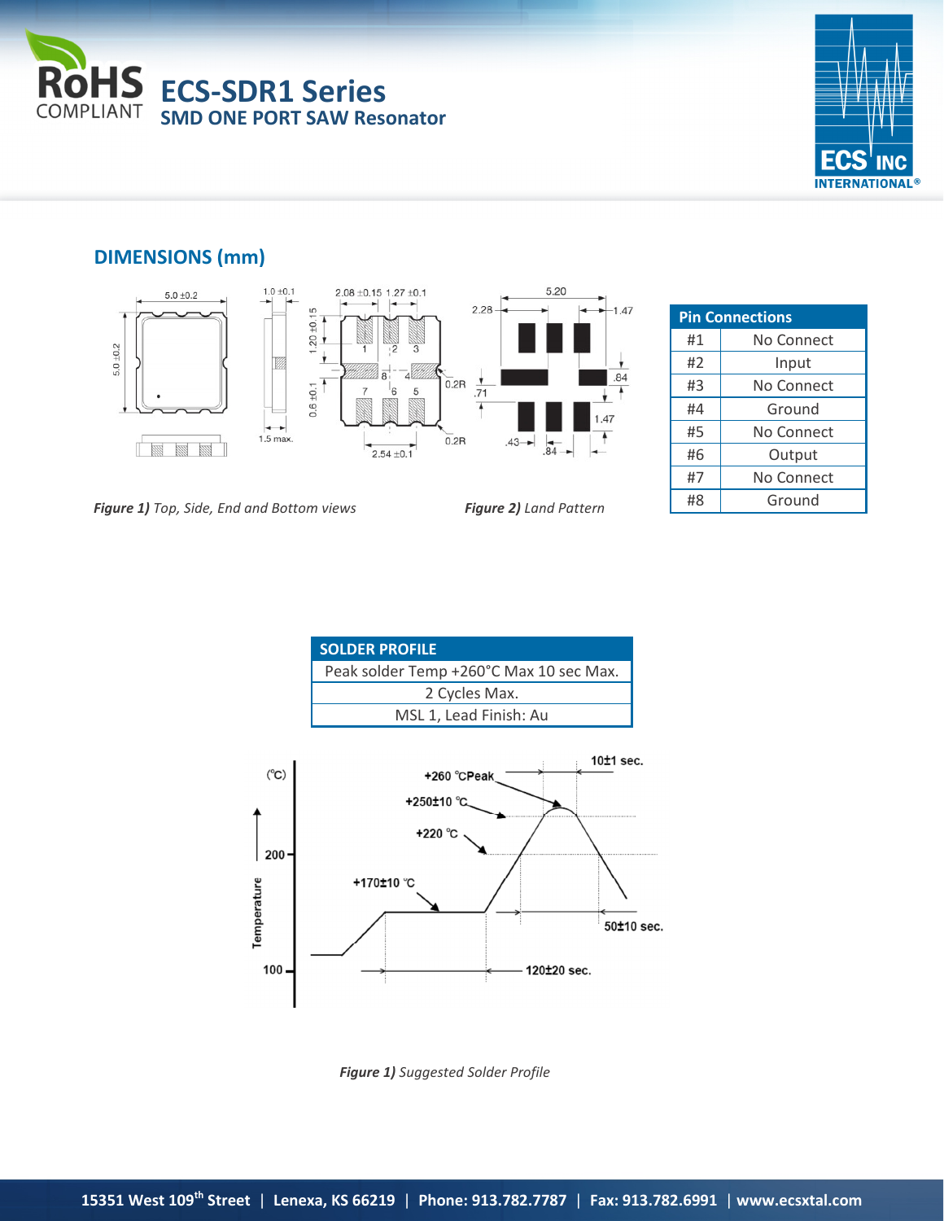# ECS-SDR1 Series

## SMD ONE PORT SAW Resonator

## DIMENSIONS (mm)

5.0 ±0.2
5.0 ±0.2
1.0 ±0.1
1.5 max.
2.08 ±0.15
1.27 ±0.1
1.20 ±0.15
0.6 ±0.1
1 2 3
8 4
7 6 5
0.2R
0.2R
2.54 ±0.1

5.20
2.28
1.47
.84
.71
1.47
.43
.84

*Figure 1) Top, Side, End and Bottom views*

*Figure 2) Land Pattern*

| Pin Connections | |
|---|---|
| #1 | No Connect |
| #2 | Input |
| #3 | No Connect |
| #4 | Ground |
| #5 | No Connect |
| #6 | Output |
| #7 | No Connect |
| #8 | Ground |

| SOLDER PROFILE |
|---|
| Peak solder Temp +260°C Max 10 sec Max. |
| 2 Cycles Max. |
| MSL 1, Lead Finish: Au |

(℃)
Temperature
200
100
+260 ℃Peak
+250±10 ℃
+220 ℃
+170±10 ℃
10±1 sec.
50±10 sec.
120±20 sec.

*Figure 1) Suggested Solder Profile*

15351 West 109th Street | Lenexa, KS 66219 | Phone: 913.782.7787 | Fax: 913.782.6991 | www.ecsxtal.com